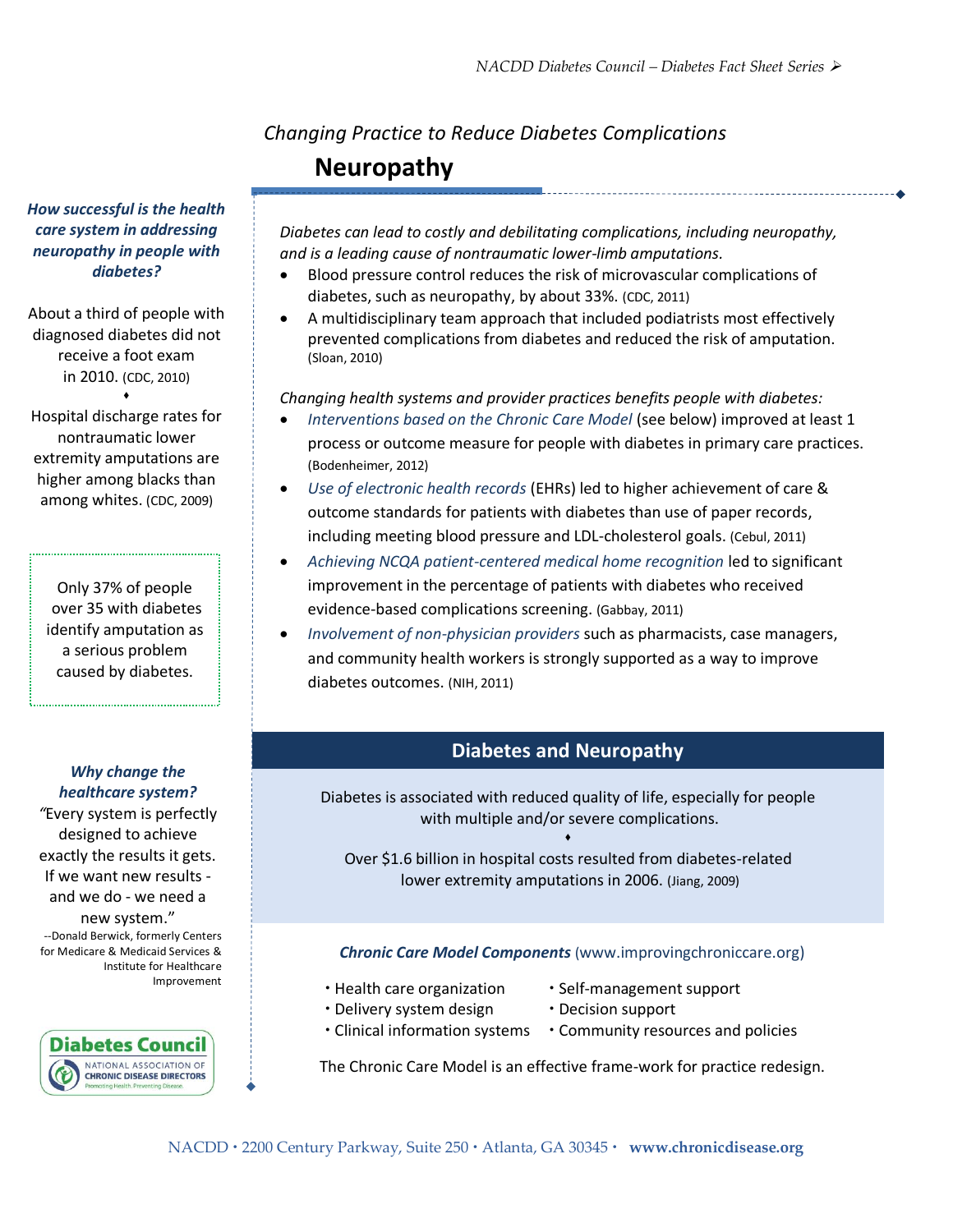*Changing Practice to Reduce Diabetes Complications*

# Neuropathy

*Diabetes can lead to costly and debilitating complications, including neuropathy, and is a leading cause of nontraumatic lower-limb amputations.*

- Blood pressure control reduces the risk of microvascular complications of diabetes, such as neuropathy, by about 33%. (CDC, 2011)
- A multidisciplinary team approach that included podiatrists most effectively prevented complications from diabetes and reduced the risk of amputation. (Sloan, 2010)

*Changing health systems and provider practices benefits people with diabetes:*

- *Interventions based on the Chronic Care Model* (see below) improved at least 1 process or outcome measure for people with diabetes in primary care practices. (Bodenheimer, 2012)
- *Use of electronic health records* (EHRs) led to higher achievement of care & outcome standards for patients with diabetes than use of paper records, including meeting blood pressure and LDL-cholesterol goals. (Cebul, 2011)
- *Achieving NCQA patient-centered medical home recognition* led to significant improvement in the percentage of patients with diabetes who received evidence-based complications screening. (Gabbay, 2011)
- *Involvement of non-physician providers* such as pharmacists, case managers, and community health workers is strongly supported as a way to improve diabetes outcomes. (NIH, 2011)

***How successful is the health care system in addressing neuropathy in people with diabetes?***

About a third of people with diagnosed diabetes did not receive a foot exam in 2010. (CDC, 2010)

♦

Hospital discharge rates for nontraumatic lower extremity amputations are higher among blacks than among whites. (CDC, 2009)

Only 37% of people over 35 with diabetes identify amputation as a serious problem caused by diabetes.

***Why change the healthcare system?***

"Every system is perfectly designed to achieve exactly the results it gets. If we want new results - and we do - we need a new system."

--Donald Berwick, formerly Centers for Medicare & Medicaid Services & Institute for Healthcare Improvement

## Diabetes and Neuropathy

Diabetes is associated with reduced quality of life, especially for people with multiple and/or severe complications.

♦

Over $1.6 billion in hospital costs resulted from diabetes-related lower extremity amputations in 2006. (Jiang, 2009)

***Chronic Care Model Components*** (www.improvingchroniccare.org)

- Health care organization
- Delivery system design
- Clinical information systems
- Self-management support
- Decision support
- Community resources and policies

The Chronic Care Model is an effective frame-work for practice redesign.

Diabetes Council
NATIONAL ASSOCIATION OF CHRONIC DISEASE DIRECTORS
Promoting Health. Preventing Disease.

NACDD • 2200 Century Parkway, Suite 250 • Atlanta, GA 30345 • **www.chronicdisease.org**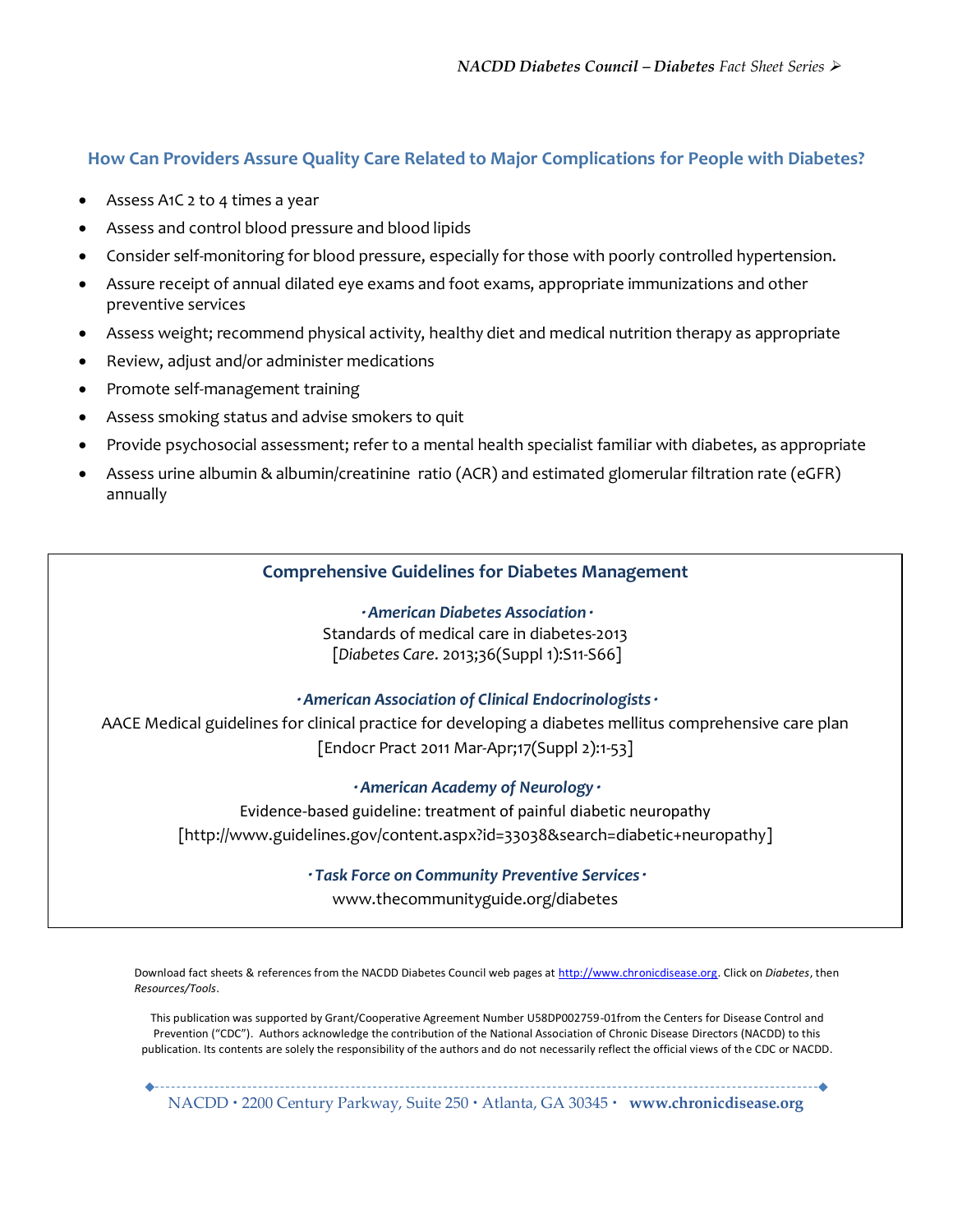## How Can Providers Assure Quality Care Related to Major Complications for People with Diabetes?

- Assess A1C 2 to 4 times a year
- Assess and control blood pressure and blood lipids
- Consider self-monitoring for blood pressure, especially for those with poorly controlled hypertension.
- Assure receipt of annual dilated eye exams and foot exams, appropriate immunizations and other preventive services
- Assess weight; recommend physical activity, healthy diet and medical nutrition therapy as appropriate
- Review, adjust and/or administer medications
- Promote self-management training
- Assess smoking status and advise smokers to quit
- Provide psychosocial assessment; refer to a mental health specialist familiar with diabetes, as appropriate
- Assess urine albumin & albumin/creatinine ratio (ACR) and estimated glomerular filtration rate (eGFR) annually

### Comprehensive Guidelines for Diabetes Management

***· American Diabetes Association ·***

Standards of medical care in diabetes-2013
[*Diabetes Care*. 2013;36(Suppl 1):S11-S66]

***· American Association of Clinical Endocrinologists ·***

AACE Medical guidelines for clinical practice for developing a diabetes mellitus comprehensive care plan
[Endocr Pract 2011 Mar-Apr;17(Suppl 2):1-53]

***· American Academy of Neurology ·***

Evidence-based guideline: treatment of painful diabetic neuropathy
[http://www.guidelines.gov/content.aspx?id=33038&search=diabetic+neuropathy]

***· Task Force on Community Preventive Services ·***

www.thecommunityguide.org/diabetes

Download fact sheets & references from the NACDD Diabetes Council web pages at http://www.chronicdisease.org. Click on *Diabetes*, then *Resources/Tools*.

This publication was supported by Grant/Cooperative Agreement Number U58DP002759-01from the Centers for Disease Control and Prevention ("CDC"). Authors acknowledge the contribution of the National Association of Chronic Disease Directors (NACDD) to this publication. Its contents are solely the responsibility of the authors and do not necessarily reflect the official views of the CDC or NACDD.

NACDD · 2200 Century Parkway, Suite 250 · Atlanta, GA 30345 · **www.chronicdisease.org**